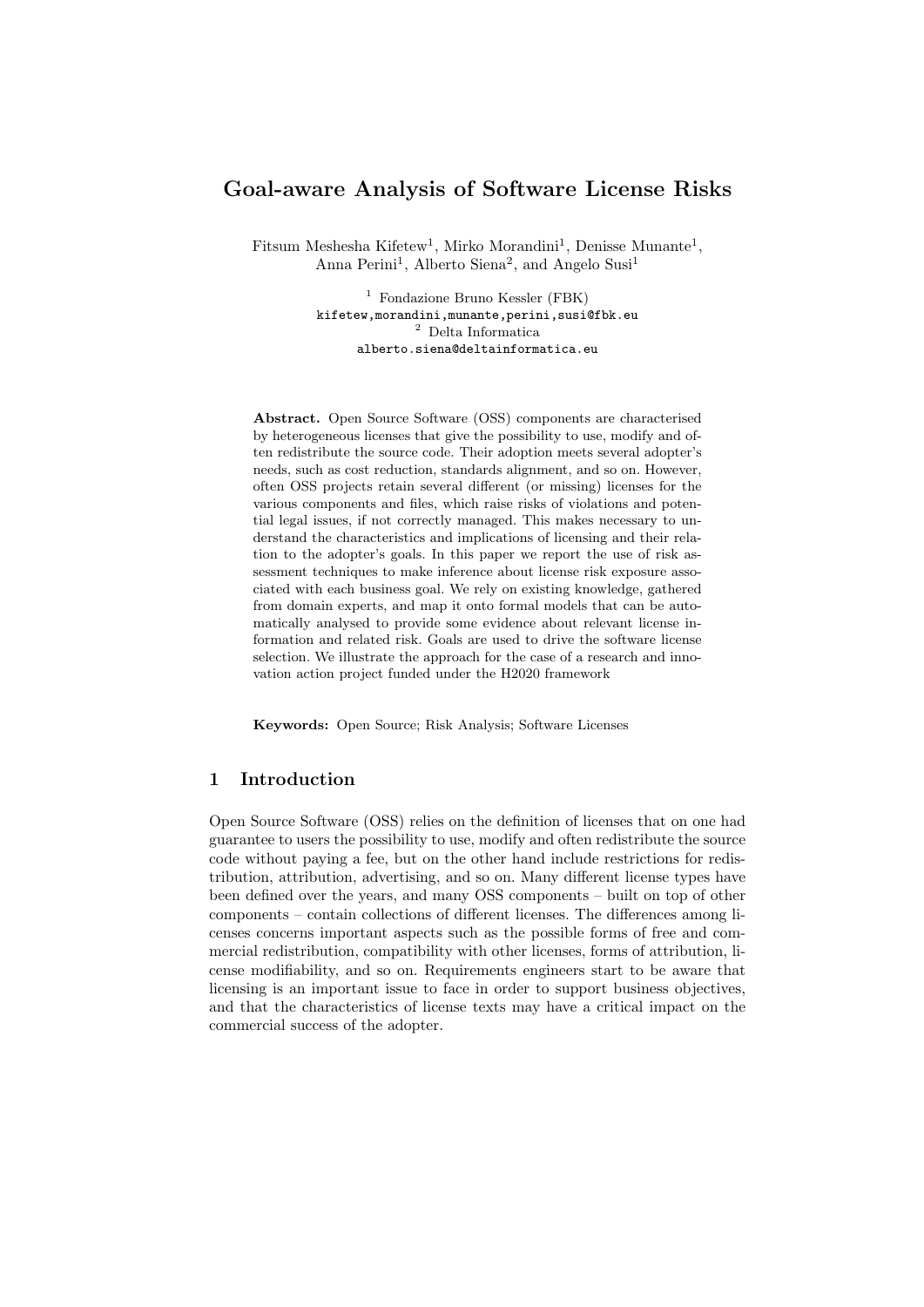# Goal-aware Analysis of Software License Risks

Fitsum Meshesha Kifetew[1], Mirko Morandini[1], Denisse Munante[1], Anna Perini[1], Alberto Siena[2], and Angelo Susi[1]

[1] Fondazione Bruno Kessler (FBK)
kifetew,morandini,munante,perini,susi@fbk.eu
[2] Delta Informatica
alberto.siena@deltainformatica.eu

**Abstract.** Open Source Software (OSS) components are characterised by heterogeneous licenses that give the possibility to use, modify and often redistribute the source code. Their adoption meets several adopter's needs, such as cost reduction, standards alignment, and so on. However, often OSS projects retain several different (or missing) licenses for the various components and files, which raise risks of violations and potential legal issues, if not correctly managed. This makes necessary to understand the characteristics and implications of licensing and their relation to the adopter's goals. In this paper we report the use of risk assessment techniques to make inference about license risk exposure associated with each business goal. We rely on existing knowledge, gathered from domain experts, and map it onto formal models that can be automatically analysed to provide some evidence about relevant license information and related risk. Goals are used to drive the software license selection. We illustrate the approach for the case of a research and innovation action project funded under the H2020 framework

**Keywords:** Open Source; Risk Analysis; Software Licenses

## 1 Introduction

Open Source Software (OSS) relies on the definition of licenses that on one had guarantee to users the possibility to use, modify and often redistribute the source code without paying a fee, but on the other hand include restrictions for redistribution, attribution, advertising, and so on. Many different license types have been defined over the years, and many OSS components – built on top of other components – contain collections of different licenses. The differences among licenses concerns important aspects such as the possible forms of free and commercial redistribution, compatibility with other licenses, forms of attribution, license modifiability, and so on. Requirements engineers start to be aware that licensing is an important issue to face in order to support business objectives, and that the characteristics of license texts may have a critical impact on the commercial success of the adopter.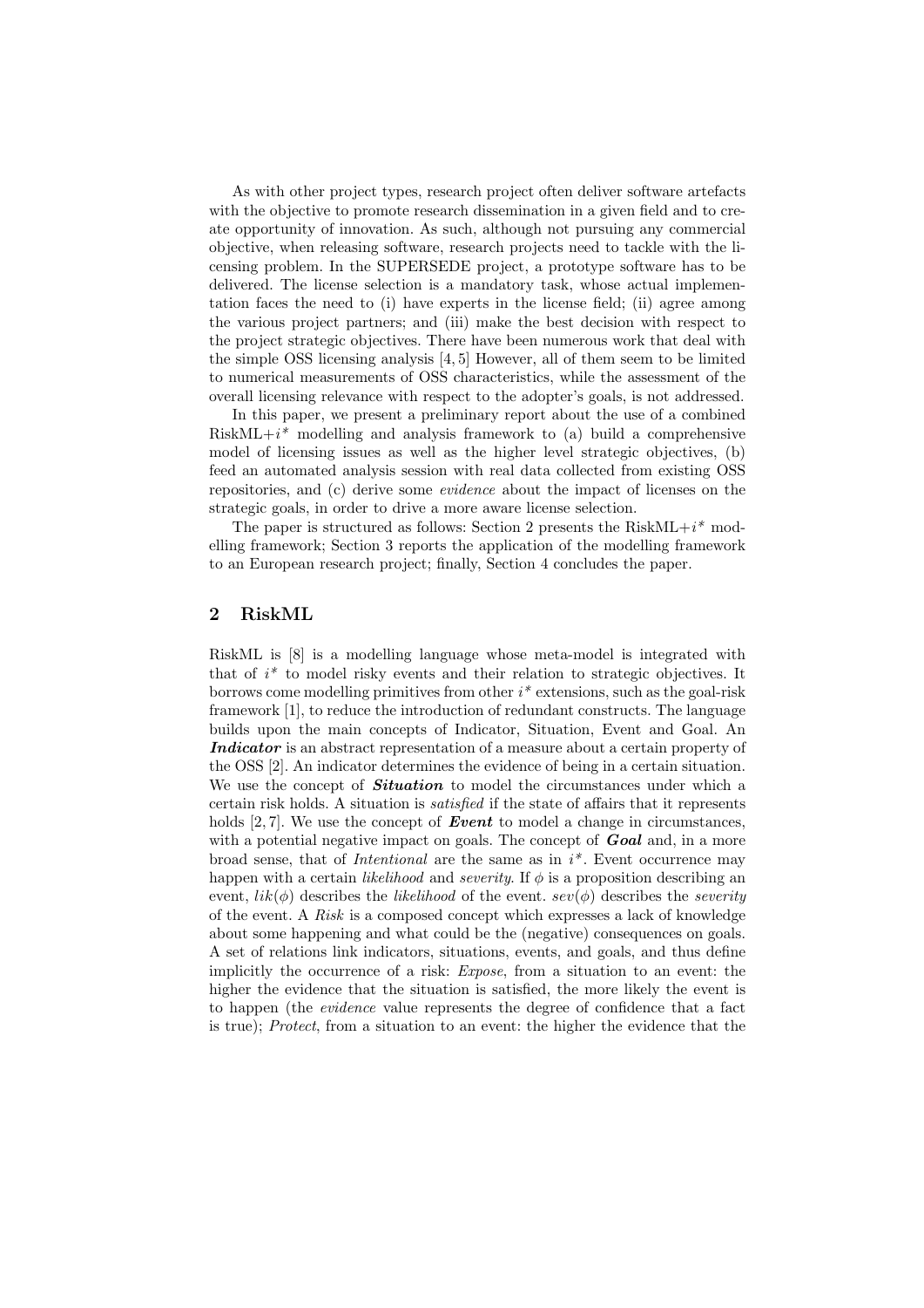As with other project types, research project often deliver software artefacts with the objective to promote research dissemination in a given field and to create opportunity of innovation. As such, although not pursuing any commercial objective, when releasing software, research projects need to tackle with the licensing problem. In the SUPERSEDE project, a prototype software has to be delivered. The license selection is a mandatory task, whose actual implementation faces the need to (i) have experts in the license field; (ii) agree among the various project partners; and (iii) make the best decision with respect to the project strategic objectives. There have been numerous work that deal with the simple OSS licensing analysis [4, 5] However, all of them seem to be limited to numerical measurements of OSS characteristics, while the assessment of the overall licensing relevance with respect to the adopter's goals, is not addressed.

In this paper, we present a preliminary report about the use of a combined RiskML+$i^*$ modelling and analysis framework to (a) build a comprehensive model of licensing issues as well as the higher level strategic objectives, (b) feed an automated analysis session with real data collected from existing OSS repositories, and (c) derive some *evidence* about the impact of licenses on the strategic goals, in order to drive a more aware license selection.

The paper is structured as follows: Section 2 presents the RiskML+$i^*$ modelling framework; Section 3 reports the application of the modelling framework to an European research project; finally, Section 4 concludes the paper.

## 2 RiskML

RiskML is [8] is a modelling language whose meta-model is integrated with that of $i^*$ to model risky events and their relation to strategic objectives. It borrows come modelling primitives from other $i^*$ extensions, such as the goal-risk framework [1], to reduce the introduction of redundant constructs. The language builds upon the main concepts of Indicator, Situation, Event and Goal. An ***Indicator*** is an abstract representation of a measure about a certain property of the OSS [2]. An indicator determines the evidence of being in a certain situation. We use the concept of ***Situation*** to model the circumstances under which a certain risk holds. A situation is *satisfied* if the state of affairs that it represents holds [2, 7]. We use the concept of ***Event*** to model a change in circumstances, with a potential negative impact on goals. The concept of ***Goal*** and, in a more broad sense, that of *Intentional* are the same as in $i^*$. Event occurrence may happen with a certain *likelihood* and *severity*. If $\phi$ is a proposition describing an event, $lik(\phi)$ describes the *likelihood* of the event. $sev(\phi)$ describes the *severity* of the event. A *Risk* is a composed concept which expresses a lack of knowledge about some happening and what could be the (negative) consequences on goals. A set of relations link indicators, situations, events, and goals, and thus define implicitly the occurrence of a risk: *Expose*, from a situation to an event: the higher the evidence that the situation is satisfied, the more likely the event is to happen (the *evidence* value represents the degree of confidence that a fact is true); *Protect*, from a situation to an event: the higher the evidence that the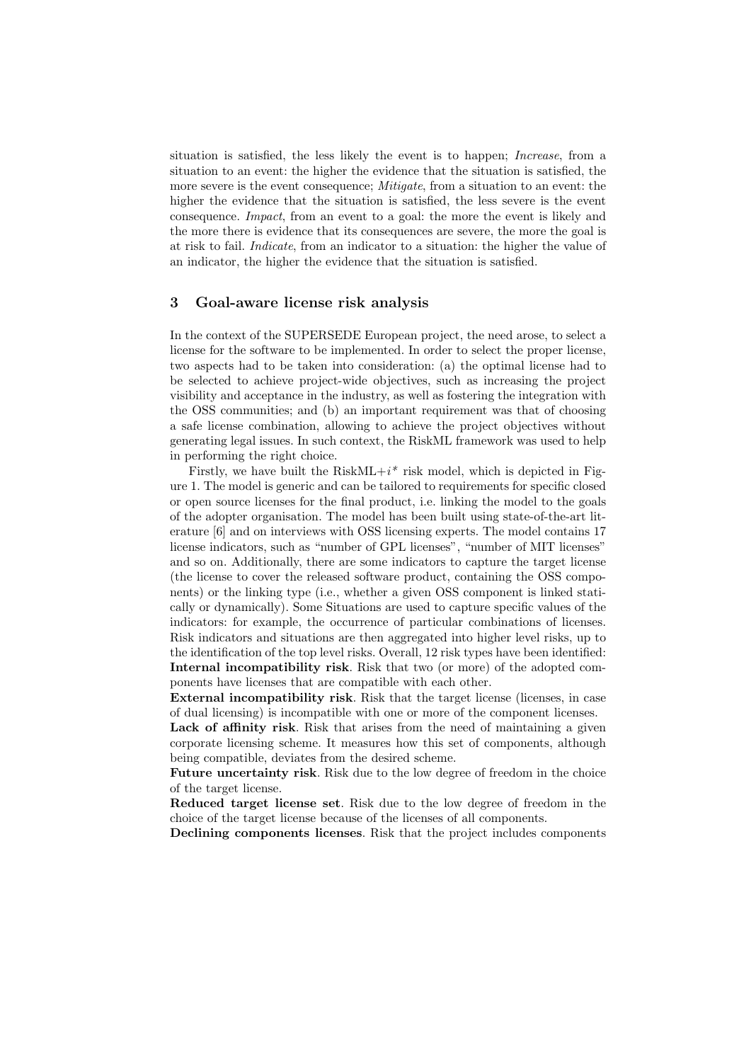situation is satisfied, the less likely the event is to happen; *Increase*, from a situation to an event: the higher the evidence that the situation is satisfied, the more severe is the event consequence; *Mitigate*, from a situation to an event: the higher the evidence that the situation is satisfied, the less severe is the event consequence. *Impact*, from an event to a goal: the more the event is likely and the more there is evidence that its consequences are severe, the more the goal is at risk to fail. *Indicate*, from an indicator to a situation: the higher the value of an indicator, the higher the evidence that the situation is satisfied.

## 3 Goal-aware license risk analysis

In the context of the SUPERSEDE European project, the need arose, to select a license for the software to be implemented. In order to select the proper license, two aspects had to be taken into consideration: (a) the optimal license had to be selected to achieve project-wide objectives, such as increasing the project visibility and acceptance in the industry, as well as fostering the integration with the OSS communities; and (b) an important requirement was that of choosing a safe license combination, allowing to achieve the project objectives without generating legal issues. In such context, the RiskML framework was used to help in performing the right choice.

Firstly, we have built the RiskML+$i^*$ risk model, which is depicted in Figure 1. The model is generic and can be tailored to requirements for specific closed or open source licenses for the final product, i.e. linking the model to the goals of the adopter organisation. The model has been built using state-of-the-art literature [6] and on interviews with OSS licensing experts. The model contains 17 license indicators, such as "number of GPL licenses", "number of MIT licenses" and so on. Additionally, there are some indicators to capture the target license (the license to cover the released software product, containing the OSS components) or the linking type (i.e., whether a given OSS component is linked statically or dynamically). Some Situations are used to capture specific values of the indicators: for example, the occurrence of particular combinations of licenses. Risk indicators and situations are then aggregated into higher level risks, up to the identification of the top level risks. Overall, 12 risk types have been identified:

**Internal incompatibility risk**. Risk that two (or more) of the adopted components have licenses that are compatible with each other.

**External incompatibility risk**. Risk that the target license (licenses, in case of dual licensing) is incompatible with one or more of the component licenses.

**Lack of affinity risk**. Risk that arises from the need of maintaining a given corporate licensing scheme. It measures how this set of components, although being compatible, deviates from the desired scheme.

**Future uncertainty risk**. Risk due to the low degree of freedom in the choice of the target license.

**Reduced target license set**. Risk due to the low degree of freedom in the choice of the target license because of the licenses of all components.

**Declining components licenses**. Risk that the project includes components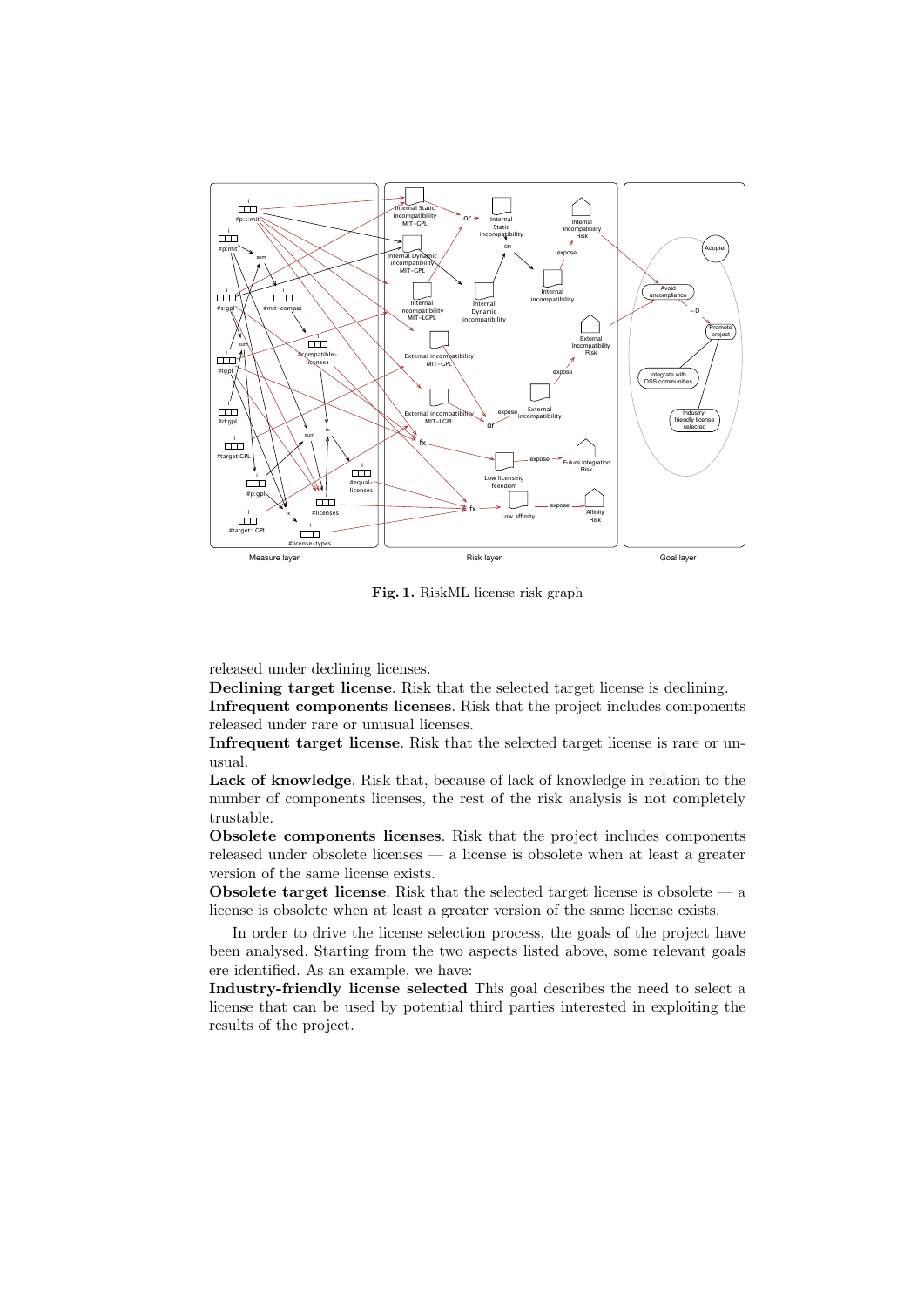**Fig. 1.** RiskML license risk graph

released under declining licenses.

**Declining target license**. Risk that the selected target license is declining.

**Infrequent components licenses**. Risk that the project includes components released under rare or unusual licenses.

**Infrequent target license**. Risk that the selected target license is rare or unusual.

**Lack of knowledge**. Risk that, because of lack of knowledge in relation to the number of components licenses, the rest of the risk analysis is not completely trustable.

**Obsolete components licenses**. Risk that the project includes components released under obsolete licenses — a license is obsolete when at least a greater version of the same license exists.

**Obsolete target license**. Risk that the selected target license is obsolete — a license is obsolete when at least a greater version of the same license exists.

In order to drive the license selection process, the goals of the project have been analysed. Starting from the two aspects listed above, some relevant goals ere identified. As an example, we have:

**Industry-friendly license selected** This goal describes the need to select a license that can be used by potential third parties interested in exploiting the results of the project.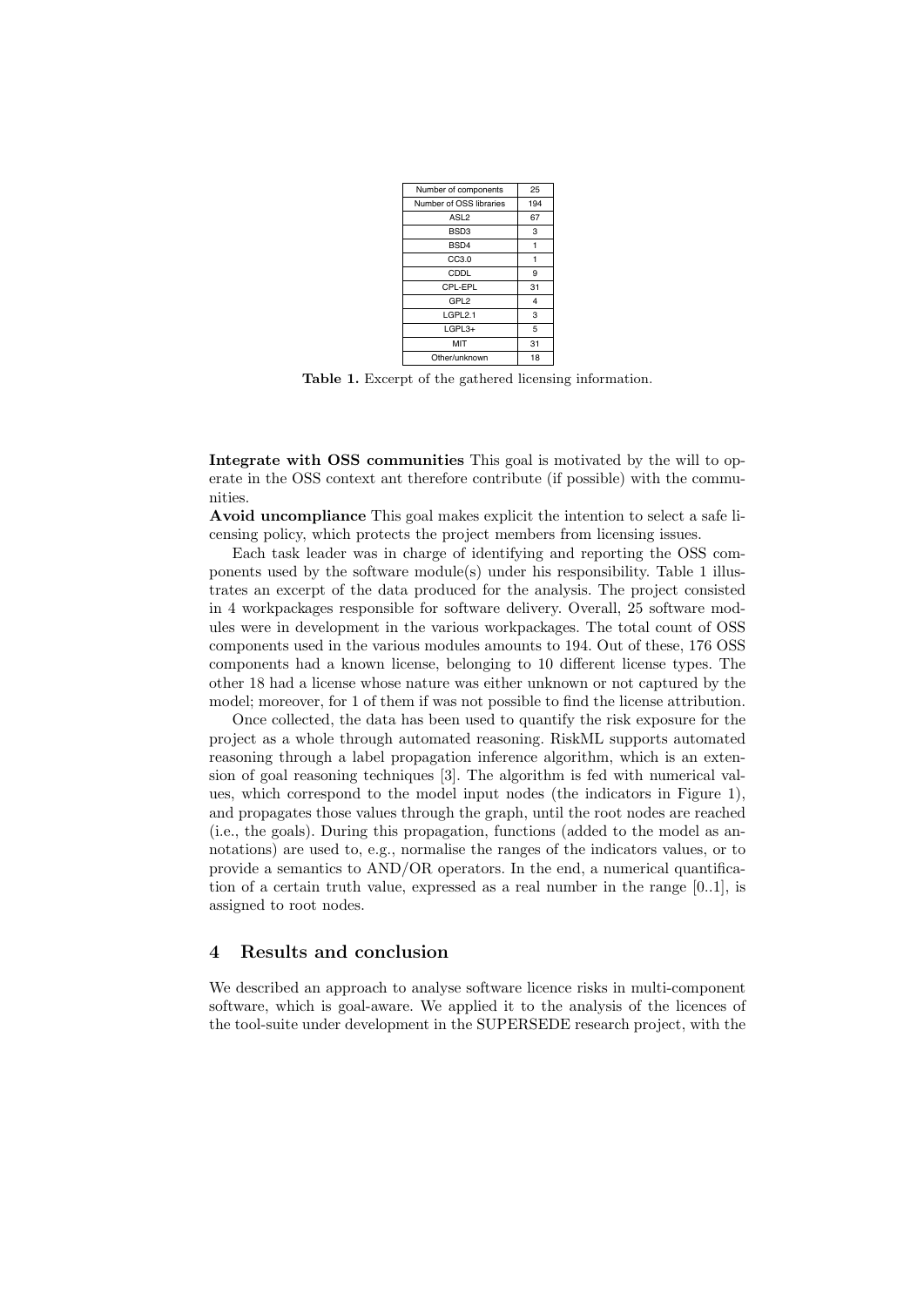| Number of components | 25 |
|---|---|
| Number of OSS libraries | 194 |
| ASL2 | 67 |
| BSD3 | 3 |
| BSD4 | 1 |
| CC3.0 | 1 |
| CDDL | 9 |
| CPL-EPL | 31 |
| GPL2 | 4 |
| LGPL2.1 | 3 |
| LGPL3+ | 5 |
| MIT | 31 |
| Other/unknown | 18 |

**Table 1.** Excerpt of the gathered licensing information.

**Integrate with OSS communities** This goal is motivated by the will to operate in the OSS context ant therefore contribute (if possible) with the communities.

**Avoid uncompliance** This goal makes explicit the intention to select a safe licensing policy, which protects the project members from licensing issues.

Each task leader was in charge of identifying and reporting the OSS components used by the software module(s) under his responsibility. Table 1 illustrates an excerpt of the data produced for the analysis. The project consisted in 4 workpackages responsible for software delivery. Overall, 25 software modules were in development in the various workpackages. The total count of OSS components used in the various modules amounts to 194. Out of these, 176 OSS components had a known license, belonging to 10 different license types. The other 18 had a license whose nature was either unknown or not captured by the model; moreover, for 1 of them if was not possible to find the license attribution.

Once collected, the data has been used to quantify the risk exposure for the project as a whole through automated reasoning. RiskML supports automated reasoning through a label propagation inference algorithm, which is an extension of goal reasoning techniques [3]. The algorithm is fed with numerical values, which correspond to the model input nodes (the indicators in Figure 1), and propagates those values through the graph, until the root nodes are reached (i.e., the goals). During this propagation, functions (added to the model as annotations) are used to, e.g., normalise the ranges of the indicators values, or to provide a semantics to AND/OR operators. In the end, a numerical quantification of a certain truth value, expressed as a real number in the range [0..1], is assigned to root nodes.

## 4 Results and conclusion

We described an approach to analyse software licence risks in multi-component software, which is goal-aware. We applied it to the analysis of the licences of the tool-suite under development in the SUPERSEDE research project, with the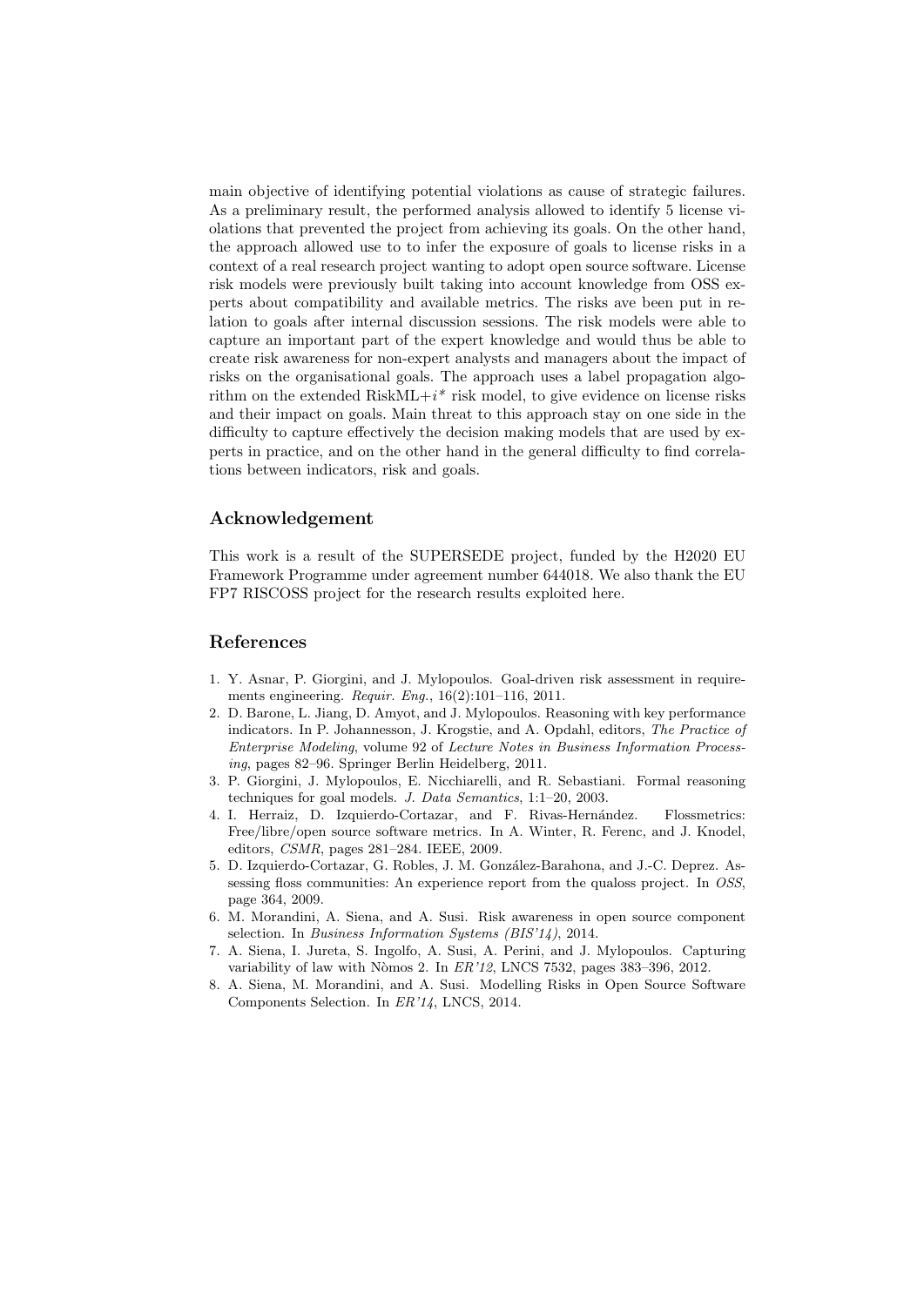main objective of identifying potential violations as cause of strategic failures. As a preliminary result, the performed analysis allowed to identify 5 license violations that prevented the project from achieving its goals. On the other hand, the approach allowed use to to infer the exposure of goals to license risks in a context of a real research project wanting to adopt open source software. License risk models were previously built taking into account knowledge from OSS experts about compatibility and available metrics. The risks ave been put in relation to goals after internal discussion sessions. The risk models were able to capture an important part of the expert knowledge and would thus be able to create risk awareness for non-expert analysts and managers about the impact of risks on the organisational goals. The approach uses a label propagation algorithm on the extended RiskML+$i^*$ risk model, to give evidence on license risks and their impact on goals. Main threat to this approach stay on one side in the difficulty to capture effectively the decision making models that are used by experts in practice, and on the other hand in the general difficulty to find correlations between indicators, risk and goals.

## Acknowledgement

This work is a result of the SUPERSEDE project, funded by the H2020 EU Framework Programme under agreement number 644018. We also thank the EU FP7 RISCOSS project for the research results exploited here.

## References

1. Y. Asnar, P. Giorgini, and J. Mylopoulos. Goal-driven risk assessment in requirements engineering. *Requir. Eng.*, 16(2):101–116, 2011.
2. D. Barone, L. Jiang, D. Amyot, and J. Mylopoulos. Reasoning with key performance indicators. In P. Johannesson, J. Krogstie, and A. Opdahl, editors, *The Practice of Enterprise Modeling*, volume 92 of *Lecture Notes in Business Information Processing*, pages 82–96. Springer Berlin Heidelberg, 2011.
3. P. Giorgini, J. Mylopoulos, E. Nicchiarelli, and R. Sebastiani. Formal reasoning techniques for goal models. *J. Data Semantics*, 1:1–20, 2003.
4. I. Herraiz, D. Izquierdo-Cortazar, and F. Rivas-Hernández. Flossmetrics: Free/libre/open source software metrics. In A. Winter, R. Ferenc, and J. Knodel, editors, *CSMR*, pages 281–284. IEEE, 2009.
5. D. Izquierdo-Cortazar, G. Robles, J. M. González-Barahona, and J.-C. Deprez. Assessing floss communities: An experience report from the qualoss project. In *OSS*, page 364, 2009.
6. M. Morandini, A. Siena, and A. Susi. Risk awareness in open source component selection. In *Business Information Systems (BIS'14)*, 2014.
7. A. Siena, I. Jureta, S. Ingolfo, A. Susi, A. Perini, and J. Mylopoulos. Capturing variability of law with Nòmos 2. In *ER'12*, LNCS 7532, pages 383–396, 2012.
8. A. Siena, M. Morandini, and A. Susi. Modelling Risks in Open Source Software Components Selection. In *ER'14*, LNCS, 2014.